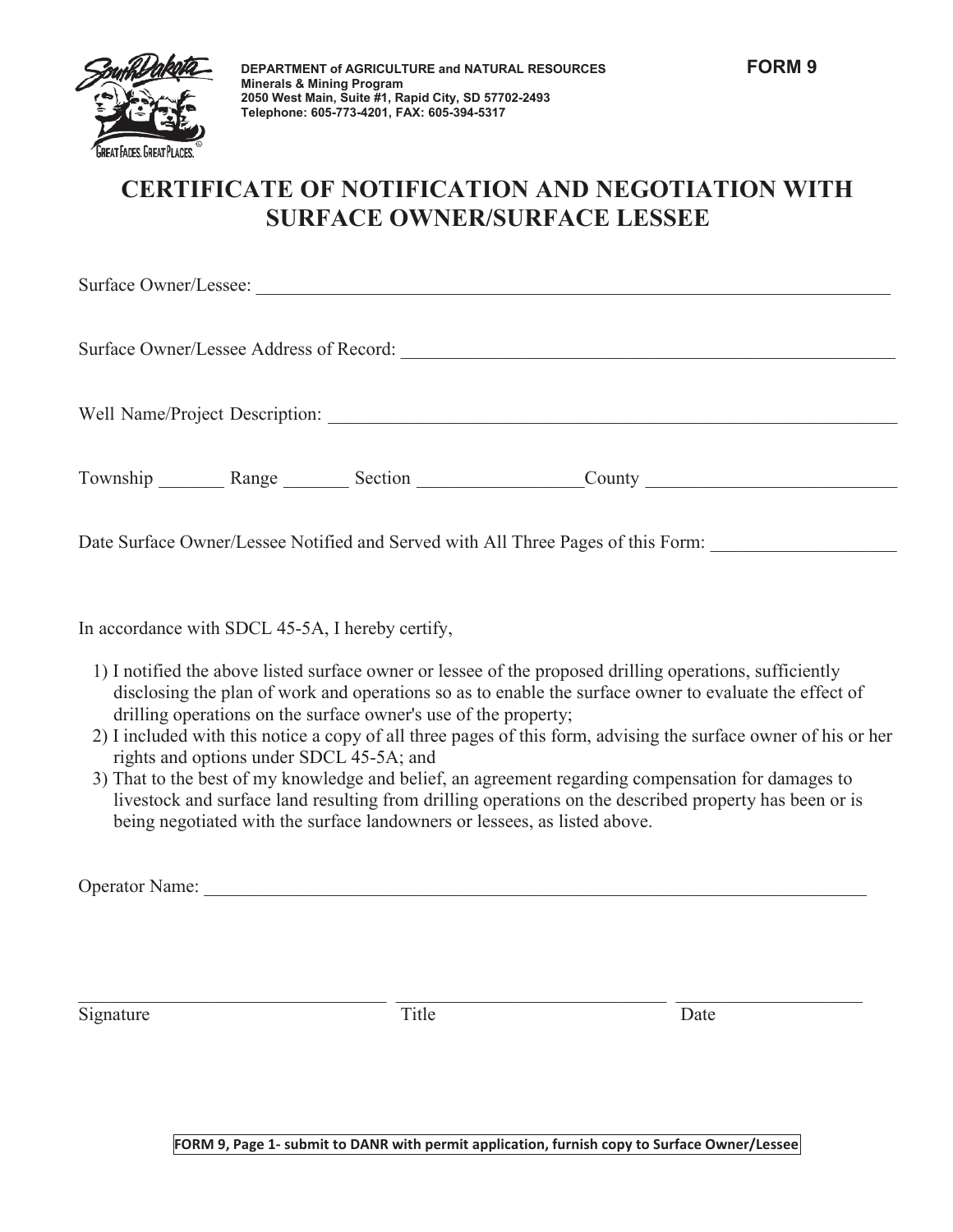DEPARTMENT of AGRICULTURE and NATURAL RESOURCES
Minerals & Mining Program
2050 West Main, Suite #1, Rapid City, SD 57702-2493
Telephone: 605-773-4201, FAX: 605-394-5317

**FORM 9**

# CERTIFICATE OF NOTIFICATION AND NEGOTIATION WITH SURFACE OWNER/SURFACE LESSEE

Surface Owner/Lessee: ___________________________________________________________________________

Surface Owner/Lessee Address of Record: ______________________________________________________

Well Name/Project Description: ______________________________________________________________

Township _______ Range _______ Section _________________County ___________________________

Date Surface Owner/Lessee Notified and Served with All Three Pages of this Form: ___________________

In accordance with SDCL 45-5A, I hereby certify,

1) I notified the above listed surface owner or lessee of the proposed drilling operations, sufficiently disclosing the plan of work and operations so as to enable the surface owner to evaluate the effect of drilling operations on the surface owner's use of the property;
2) I included with this notice a copy of all three pages of this form, advising the surface owner of his or her rights and options under SDCL 45-5A; and
3) That to the best of my knowledge and belief, an agreement regarding compensation for damages to livestock and surface land resulting from drilling operations on the described property has been or is being negotiated with the surface landowners or lessees, as listed above.

Operator Name: _____________________________________________________________________________

_________________________________ _____________________________ ____________________
Signature Title Date

**FORM 9, Page 1- submit to DANR with permit application, furnish copy to Surface Owner/Lessee**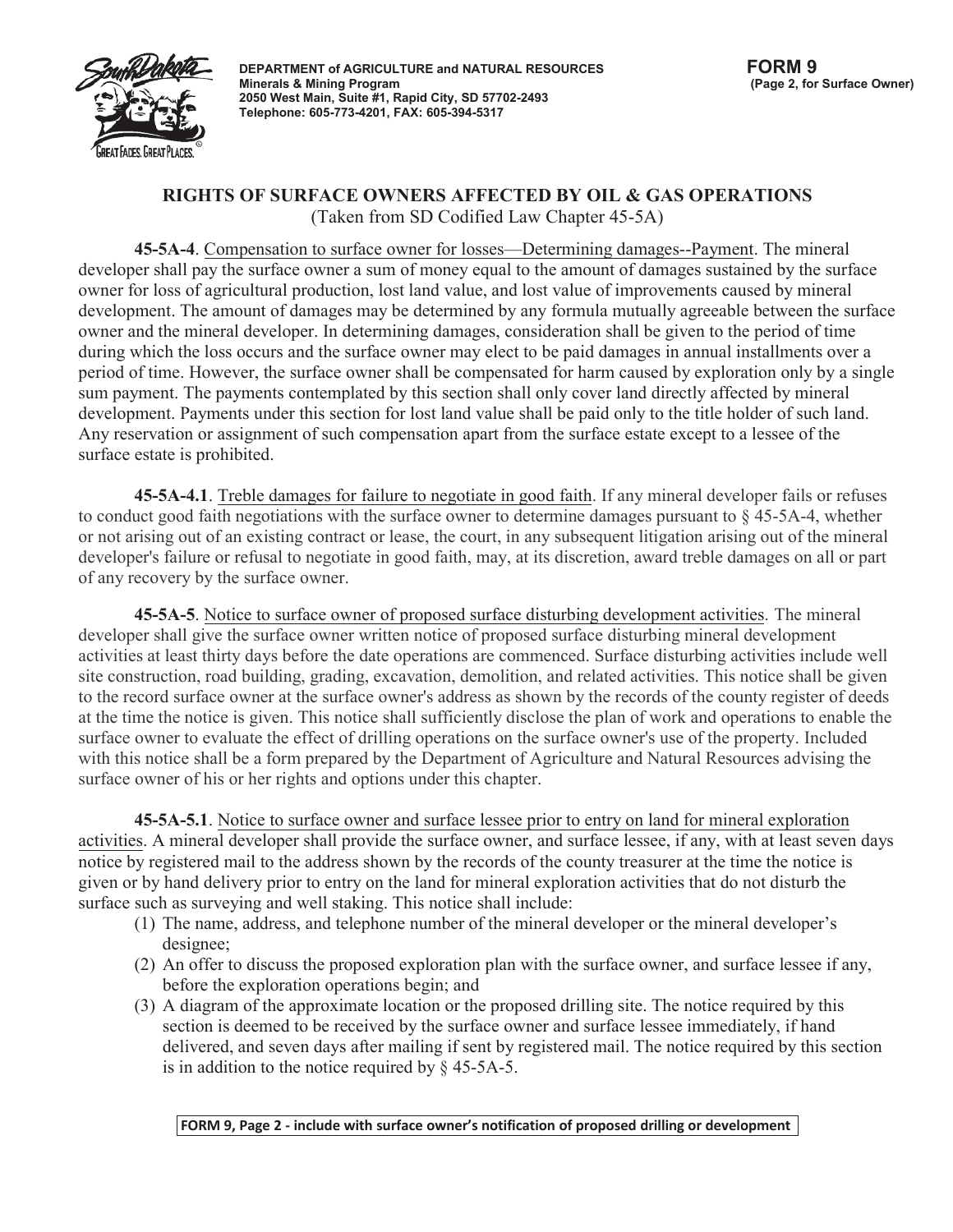**DEPARTMENT of AGRICULTURE and NATURAL RESOURCES**
**Minerals & Mining Program**
**2050 West Main, Suite #1, Rapid City, SD 57702-2493**
**Telephone: 605-773-4201, FAX: 605-394-5317**

**FORM 9**
**(Page 2, for Surface Owner)**

## RIGHTS OF SURFACE OWNERS AFFECTED BY OIL & GAS OPERATIONS

(Taken from SD Codified Law Chapter 45-5A)

**45-5A-4**. Compensation to surface owner for losses—Determining damages--Payment. The mineral developer shall pay the surface owner a sum of money equal to the amount of damages sustained by the surface owner for loss of agricultural production, lost land value, and lost value of improvements caused by mineral development. The amount of damages may be determined by any formula mutually agreeable between the surface owner and the mineral developer. In determining damages, consideration shall be given to the period of time during which the loss occurs and the surface owner may elect to be paid damages in annual installments over a period of time. However, the surface owner shall be compensated for harm caused by exploration only by a single sum payment. The payments contemplated by this section shall only cover land directly affected by mineral development. Payments under this section for lost land value shall be paid only to the title holder of such land. Any reservation or assignment of such compensation apart from the surface estate except to a lessee of the surface estate is prohibited.

**45-5A-4.1**. Treble damages for failure to negotiate in good faith. If any mineral developer fails or refuses to conduct good faith negotiations with the surface owner to determine damages pursuant to § 45-5A-4, whether or not arising out of an existing contract or lease, the court, in any subsequent litigation arising out of the mineral developer's failure or refusal to negotiate in good faith, may, at its discretion, award treble damages on all or part of any recovery by the surface owner.

**45-5A-5**. Notice to surface owner of proposed surface disturbing development activities. The mineral developer shall give the surface owner written notice of proposed surface disturbing mineral development activities at least thirty days before the date operations are commenced. Surface disturbing activities include well site construction, road building, grading, excavation, demolition, and related activities. This notice shall be given to the record surface owner at the surface owner's address as shown by the records of the county register of deeds at the time the notice is given. This notice shall sufficiently disclose the plan of work and operations to enable the surface owner to evaluate the effect of drilling operations on the surface owner's use of the property. Included with this notice shall be a form prepared by the Department of Agriculture and Natural Resources advising the surface owner of his or her rights and options under this chapter.

**45-5A-5.1**. Notice to surface owner and surface lessee prior to entry on land for mineral exploration activities. A mineral developer shall provide the surface owner, and surface lessee, if any, with at least seven days notice by registered mail to the address shown by the records of the county treasurer at the time the notice is given or by hand delivery prior to entry on the land for mineral exploration activities that do not disturb the surface such as surveying and well staking. This notice shall include:

(1) The name, address, and telephone number of the mineral developer or the mineral developer's designee;
(2) An offer to discuss the proposed exploration plan with the surface owner, and surface lessee if any, before the exploration operations begin; and
(3) A diagram of the approximate location or the proposed drilling site. The notice required by this section is deemed to be received by the surface owner and surface lessee immediately, if hand delivered, and seven days after mailing if sent by registered mail. The notice required by this section is in addition to the notice required by § 45-5A-5.

**FORM 9, Page 2 - include with surface owner's notification of proposed drilling or development**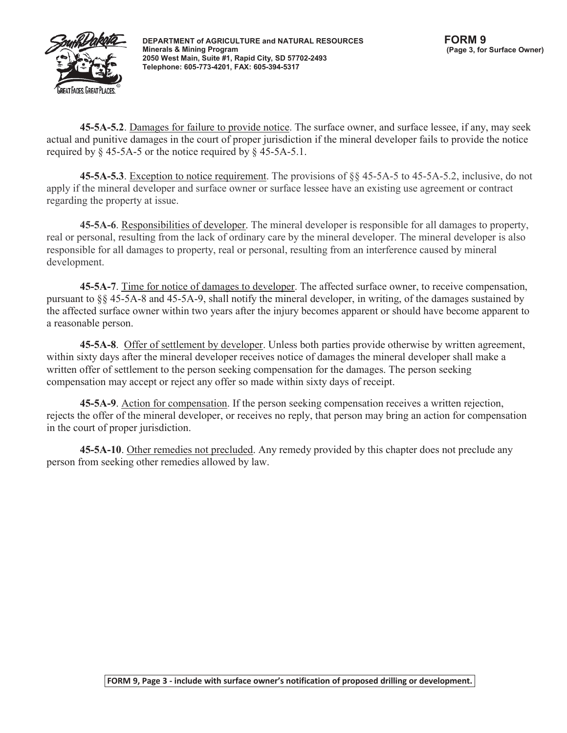**45-5A-5.2**. Damages for failure to provide notice. The surface owner, and surface lessee, if any, may seek actual and punitive damages in the court of proper jurisdiction if the mineral developer fails to provide the notice required by § 45-5A-5 or the notice required by § 45-5A-5.1.

**45-5A-5.3**. Exception to notice requirement. The provisions of §§ 45-5A-5 to 45-5A-5.2, inclusive, do not apply if the mineral developer and surface owner or surface lessee have an existing use agreement or contract regarding the property at issue.

**45-5A-6**. Responsibilities of developer. The mineral developer is responsible for all damages to property, real or personal, resulting from the lack of ordinary care by the mineral developer. The mineral developer is also responsible for all damages to property, real or personal, resulting from an interference caused by mineral development.

**45-5A-7**. Time for notice of damages to developer. The affected surface owner, to receive compensation, pursuant to §§ 45-5A-8 and 45-5A-9, shall notify the mineral developer, in writing, of the damages sustained by the affected surface owner within two years after the injury becomes apparent or should have become apparent to a reasonable person.

**45-5A-8**. Offer of settlement by developer. Unless both parties provide otherwise by written agreement, within sixty days after the mineral developer receives notice of damages the mineral developer shall make a written offer of settlement to the person seeking compensation for the damages. The person seeking compensation may accept or reject any offer so made within sixty days of receipt.

**45-5A-9**. Action for compensation. If the person seeking compensation receives a written rejection, rejects the offer of the mineral developer, or receives no reply, that person may bring an action for compensation in the court of proper jurisdiction.

**45-5A-10**. Other remedies not precluded. Any remedy provided by this chapter does not preclude any person from seeking other remedies allowed by law.

**FORM 9, Page 3 - include with surface owner's notification of proposed drilling or development.**